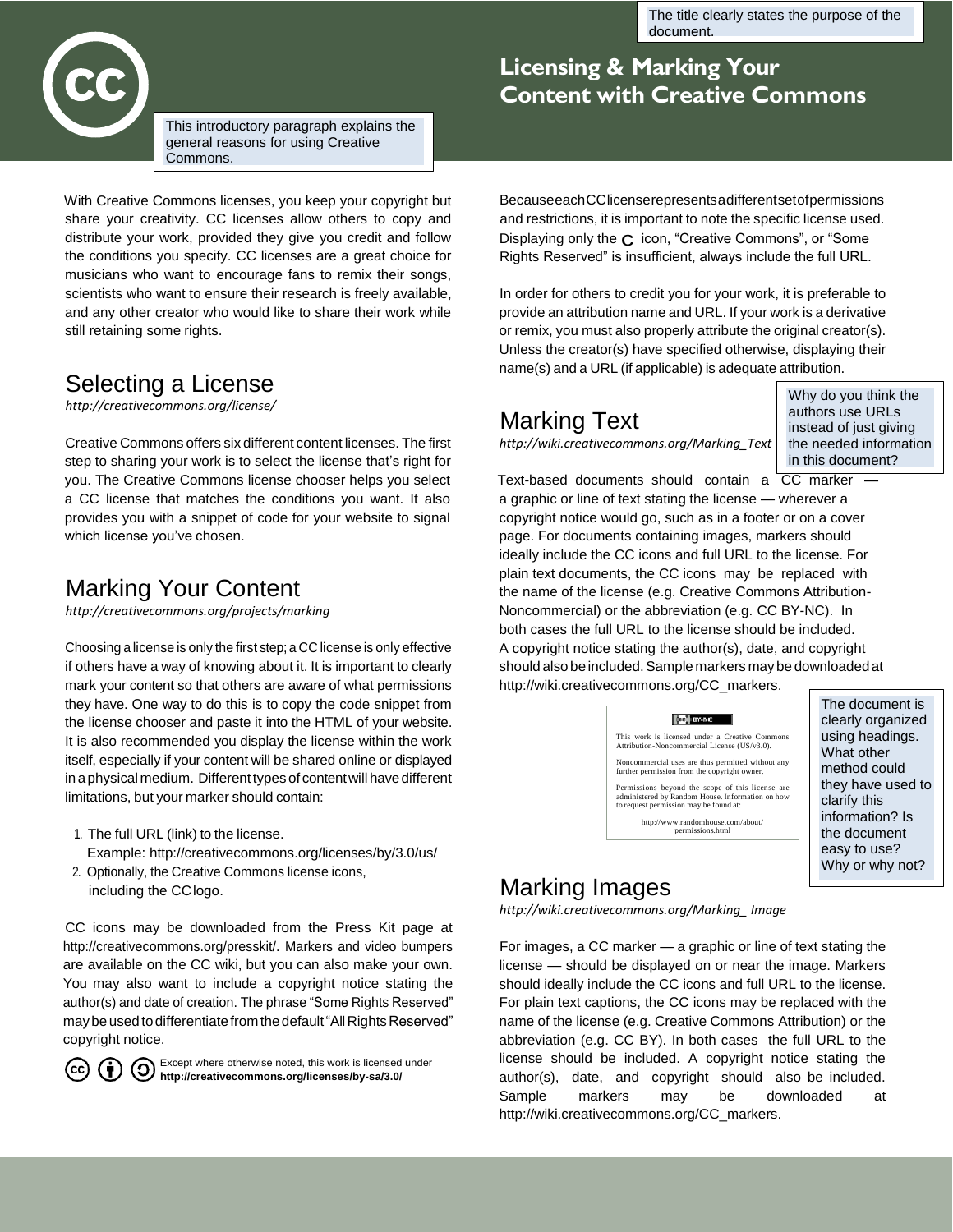# Licensing & Marking Your Content with Creative Commons

The title clearly states the purpose of the document.

This introductory paragraph explains the general reasons for using Creative Commons.

With Creative Commons licenses, you keep your copyright but share your creativity. CC licenses allow others to copy and distribute your work, provided they give you credit and follow the conditions you specify. CC licenses are a great choice for musicians who want to encourage fans to remix their songs, scientists who want to ensure their research is freely available, and any other creator who would like to share their work while still retaining some rights.

## Selecting a License

*http://creativecommons.org/license/*

Creative Commons offers six different content licenses. The first step to sharing your work is to select the license that's right for you. The Creative Commons license chooser helps you select a CC license that matches the conditions you want. It also provides you with a snippet of code for your website to signal which license you've chosen.

## Marking Your Content

*http://creativecommons.org/projects/marking*

Choosing a license is only the first step; a CC license is only effective if others have a way of knowing about it. It is important to clearly mark your content so that others are aware of what permissions they have. One way to do this is to copy the code snippet from the license chooser and paste it into the HTML of your website. It is also recommended you display the license within the work itself, especially if your content will be shared online or displayed in a physical medium. Different types of content will have different limitations, but your marker should contain:

1. The full URL (link) to the license.
   Example: http://creativecommons.org/licenses/by/3.0/us/
2. Optionally, the Creative Commons license icons, including the CC logo.

CC icons may be downloaded from the Press Kit page at http://creativecommons.org/presskit/. Markers and video bumpers are available on the CC wiki, but you can also make your own. You may also want to include a copyright notice stating the author(s) and date of creation. The phrase "Some Rights Reserved" may be used to differentiate from the default "All Rights Reserved" copyright notice.

Because each CC license represents a different set of permissions and restrictions, it is important to note the specific license used. Displaying only the C icon, "Creative Commons", or "Some Rights Reserved" is insufficient, always include the full URL.

In order for others to credit you for your work, it is preferable to provide an attribution name and URL. If your work is a derivative or remix, you must also properly attribute the original creator(s). Unless the creator(s) have specified otherwise, displaying their name(s) and a URL (if applicable) is adequate attribution.

## Marking Text

*http://wiki.creativecommons.org/Marking_Text*

Why do you think the authors use URLs instead of just giving the needed information in this document?

Text-based documents should contain a CC marker — a graphic or line of text stating the license — wherever a copyright notice would go, such as in a footer or on a cover page. For documents containing images, markers should ideally include the CC icons and full URL to the license. For plain text documents, the CC icons may be replaced with the name of the license (e.g. Creative Commons Attribution-Noncommercial) or the abbreviation (e.g. CC BY-NC). In both cases the full URL to the license should be included. A copyright notice stating the author(s), date, and copyright should also be included. Sample markers may be downloaded at http://wiki.creativecommons.org/CC_markers.

> This work is licensed under a Creative Commons Attribution-Noncommercial License (US/v3.0).
>
> Noncommercial uses are thus permitted without any further permission from the copyright owner.
>
> Permissions beyond the scope of this license are administered by Random House. Information on how to request permission may be found at:
>
> http://www.randomhouse.com/about/permissions.html

The document is clearly organized using headings. What other method could they have used to clarify this information? Is the document easy to use? Why or why not?

## Marking Images

*http://wiki.creativecommons.org/Marking_ Image*

For images, a CC marker — a graphic or line of text stating the license — should be displayed on or near the image. Markers should ideally include the CC icons and full URL to the license. For plain text captions, the CC icons may be replaced with the name of the license (e.g. Creative Commons Attribution) or the abbreviation (e.g. CC BY). In both cases the full URL to the license should be included. A copyright notice stating the author(s), date, and copyright should also be included. Sample markers may be downloaded at http://wiki.creativecommons.org/CC_markers.

Except where otherwise noted, this work is licensed under **http://creativecommons.org/licenses/by-sa/3.0/**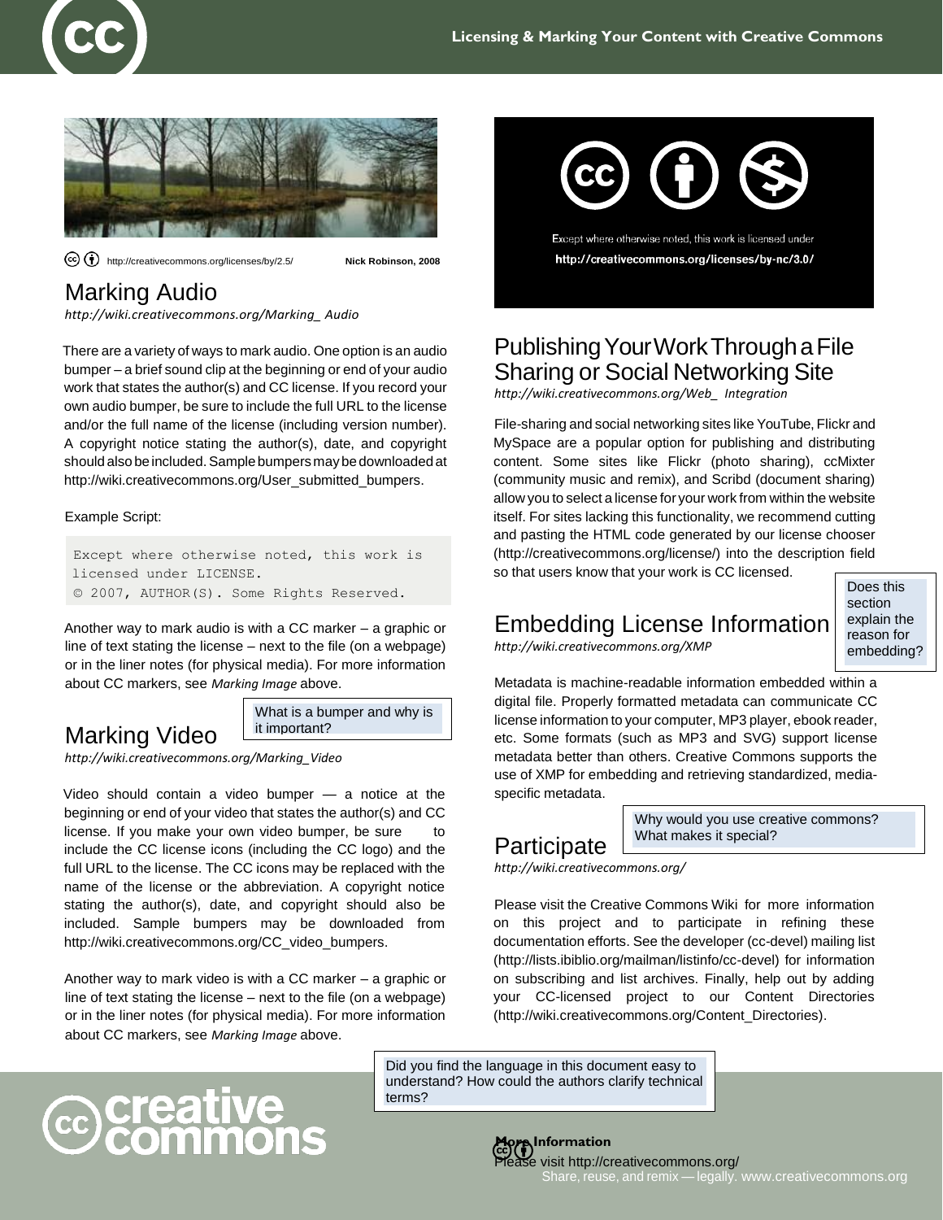http://creativecommons.org/licenses/by/2.5/ **Nick Robinson, 2008**

## Marking Audio

*http://wiki.creativecommons.org/Marking_ Audio*

There are a variety of ways to mark audio. One option is an audio bumper – a brief sound clip at the beginning or end of your audio work that states the author(s) and CC license. If you record your own audio bumper, be sure to include the full URL to the license and/or the full name of the license (including version number). A copyright notice stating the author(s), date, and copyright should also be included. Sample bumpers may be downloaded at http://wiki.creativecommons.org/User_submitted_bumpers.

Example Script:

```
Except where otherwise noted, this work is
licensed under LICENSE.
© 2007, AUTHOR(S). Some Rights Reserved.
```

Another way to mark audio is with a CC marker – a graphic or line of text stating the license – next to the file (on a webpage) or in the liner notes (for physical media). For more information about CC markers, see *Marking Image* above.

## Marking Video

What is a bumper and why is it important?

*http://wiki.creativecommons.org/Marking_Video*

Video should contain a video bumper — a notice at the beginning or end of your video that states the author(s) and CC license. If you make your own video bumper, be sure to include the CC license icons (including the CC logo) and the full URL to the license. The CC icons may be replaced with the name of the license or the abbreviation. A copyright notice stating the author(s), date, and copyright should also be included. Sample bumpers may be downloaded from http://wiki.creativecommons.org/CC_video_bumpers.

Another way to mark video is with a CC marker – a graphic or line of text stating the license – next to the file (on a webpage) or in the liner notes (for physical media). For more information about CC markers, see *Marking Image* above.

Except where otherwise noted, this work is licensed under
**http://creativecommons.org/licenses/by-nc/3.0/**

## Publishing Your Work Through a File Sharing or Social Networking Site

*http://wiki.creativecommons.org/Web_ Integration*

File-sharing and social networking sites like YouTube, Flickr and MySpace are a popular option for publishing and distributing content. Some sites like Flickr (photo sharing), ccMixter (community music and remix), and Scribd (document sharing) allow you to select a license for your work from within the website itself. For sites lacking this functionality, we recommend cutting and pasting the HTML code generated by our license chooser (http://creativecommons.org/license/) into the description field so that users know that your work is CC licensed.

## Embedding License Information

Does this section explain the reason for embedding?

*http://wiki.creativecommons.org/XMP*

Metadata is machine-readable information embedded within a digital file. Properly formatted metadata can communicate CC license information to your computer, MP3 player, ebook reader, etc. Some formats (such as MP3 and SVG) support license metadata better than others. Creative Commons supports the use of XMP for embedding and retrieving standardized, media-specific metadata.

## Participate

Why would you use creative commons? What makes it special?

*http://wiki.creativecommons.org/*

Please visit the Creative Commons Wiki for more information on this project and to participate in refining these documentation efforts. See the developer (cc-devel) mailing list (http://lists.ibiblio.org/mailman/listinfo/cc-devel) for information on subscribing and list archives. Finally, help out by adding your CC-licensed project to our Content Directories (http://wiki.creativecommons.org/Content_Directories).

Did you find the language in this document easy to understand? How could the authors clarify technical terms?

**More Information**

Please visit http://creativecommons.org/

Share, reuse, and remix — legally. www.creativecommons.org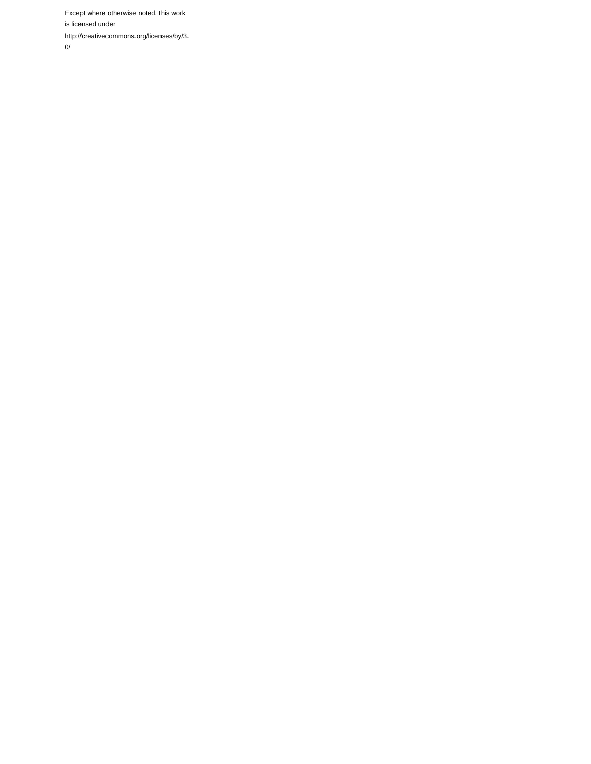Except where otherwise noted, this work is licensed under http://creativecommons.org/licenses/by/3.0/